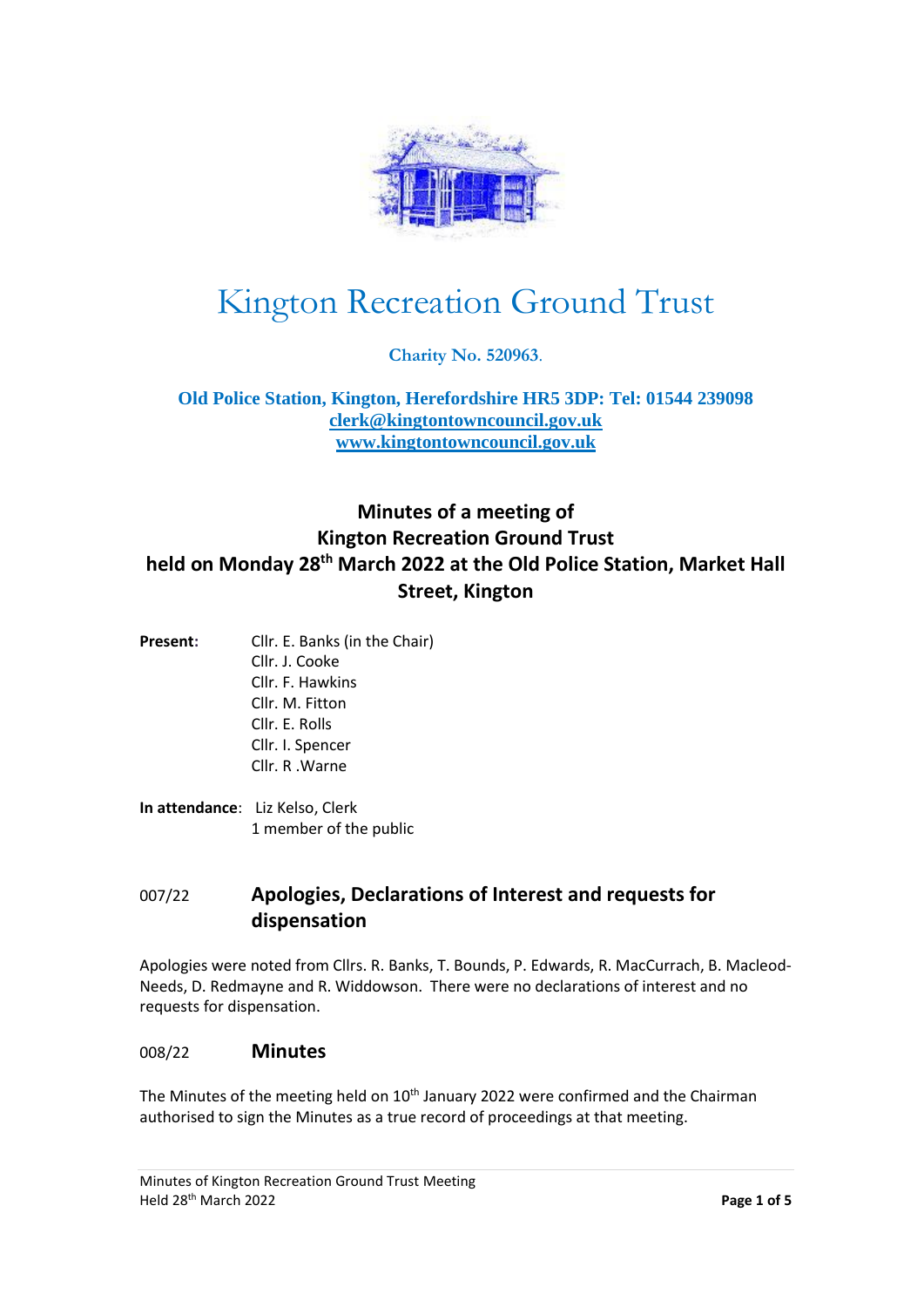# Kington Recreation Ground Trust

**Charity No. 520963.**

**Old Police Station, Kington, Herefordshire HR5 3DP: Tel: 01544 239098**
**clerk@kingtontowncouncil.gov.uk**
**www.kingtontowncouncil.gov.uk**

## Minutes of a meeting of Kington Recreation Ground Trust held on Monday 28th March 2022 at the Old Police Station, Market Hall Street, Kington

**Present:**
Cllr. E. Banks (in the Chair)
Cllr. J. Cooke
Cllr. F. Hawkins
Cllr. M. Fitton
Cllr. E. Rolls
Cllr. I. Spencer
Cllr. R .Warne

**In attendance**: Liz Kelso, Clerk
1 member of the public

### 007/22 Apologies, Declarations of Interest and requests for dispensation

Apologies were noted from Cllrs. R. Banks, T. Bounds, P. Edwards, R. MacCurrach, B. Macleod-Needs, D. Redmayne and R. Widdowson. There were no declarations of interest and no requests for dispensation.

### 008/22 Minutes

The Minutes of the meeting held on 10th January 2022 were confirmed and the Chairman authorised to sign the Minutes as a true record of proceedings at that meeting.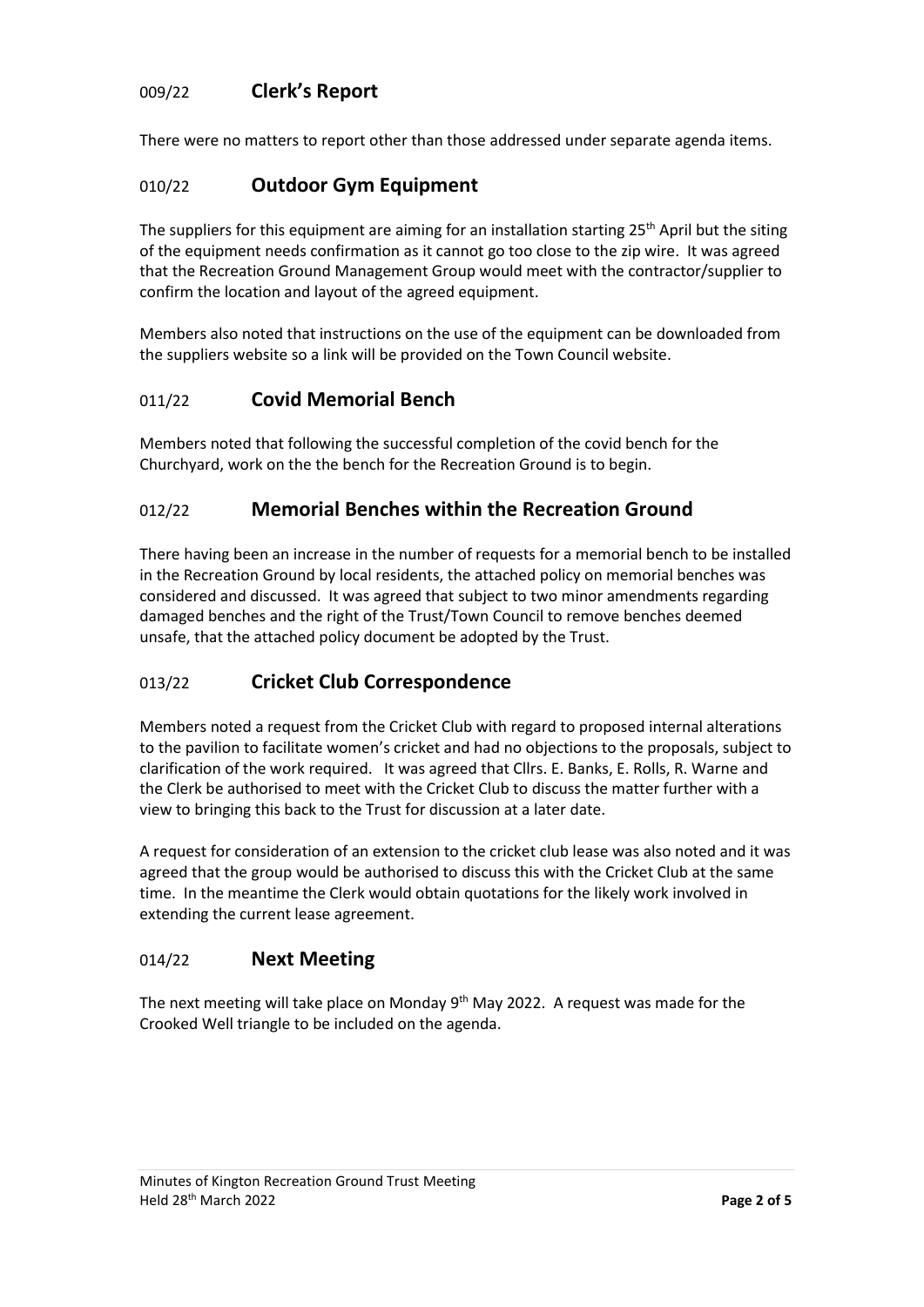## 009/22 Clerk's Report

There were no matters to report other than those addressed under separate agenda items.

## 010/22 Outdoor Gym Equipment

The suppliers for this equipment are aiming for an installation starting 25th April but the siting of the equipment needs confirmation as it cannot go too close to the zip wire. It was agreed that the Recreation Ground Management Group would meet with the contractor/supplier to confirm the location and layout of the agreed equipment.

Members also noted that instructions on the use of the equipment can be downloaded from the suppliers website so a link will be provided on the Town Council website.

## 011/22 Covid Memorial Bench

Members noted that following the successful completion of the covid bench for the Churchyard, work on the the bench for the Recreation Ground is to begin.

## 012/22 Memorial Benches within the Recreation Ground

There having been an increase in the number of requests for a memorial bench to be installed in the Recreation Ground by local residents, the attached policy on memorial benches was considered and discussed. It was agreed that subject to two minor amendments regarding damaged benches and the right of the Trust/Town Council to remove benches deemed unsafe, that the attached policy document be adopted by the Trust.

## 013/22 Cricket Club Correspondence

Members noted a request from the Cricket Club with regard to proposed internal alterations to the pavilion to facilitate women's cricket and had no objections to the proposals, subject to clarification of the work required. It was agreed that Cllrs. E. Banks, E. Rolls, R. Warne and the Clerk be authorised to meet with the Cricket Club to discuss the matter further with a view to bringing this back to the Trust for discussion at a later date.

A request for consideration of an extension to the cricket club lease was also noted and it was agreed that the group would be authorised to discuss this with the Cricket Club at the same time. In the meantime the Clerk would obtain quotations for the likely work involved in extending the current lease agreement.

## 014/22 Next Meeting

The next meeting will take place on Monday 9th May 2022. A request was made for the Crooked Well triangle to be included on the agenda.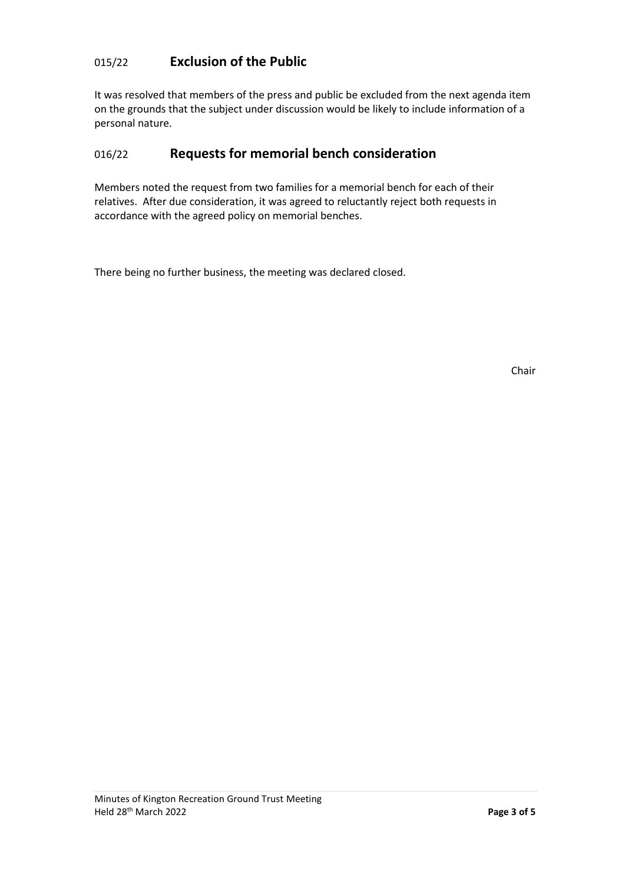## 015/22 Exclusion of the Public

It was resolved that members of the press and public be excluded from the next agenda item on the grounds that the subject under discussion would be likely to include information of a personal nature.

## 016/22 Requests for memorial bench consideration

Members noted the request from two families for a memorial bench for each of their relatives. After due consideration, it was agreed to reluctantly reject both requests in accordance with the agreed policy on memorial benches.

There being no further business, the meeting was declared closed.

Chair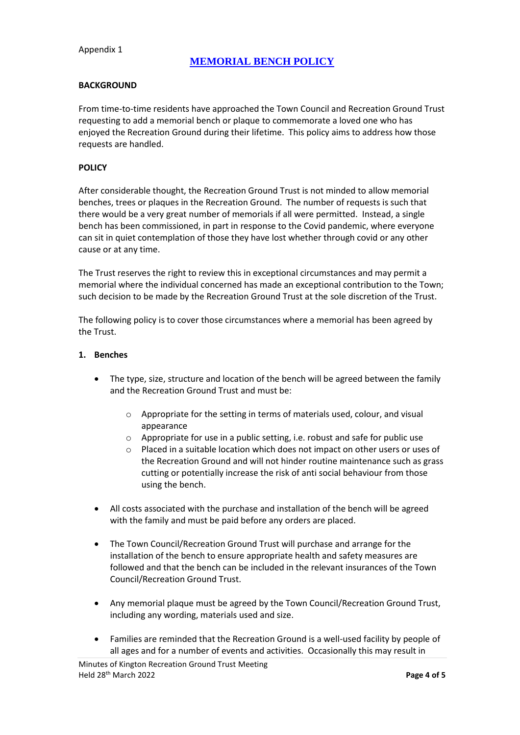Appendix 1

# MEMORIAL BENCH POLICY

## BACKGROUND

From time-to-time residents have approached the Town Council and Recreation Ground Trust requesting to add a memorial bench or plaque to commemorate a loved one who has enjoyed the Recreation Ground during their lifetime. This policy aims to address how those requests are handled.

## POLICY

After considerable thought, the Recreation Ground Trust is not minded to allow memorial benches, trees or plaques in the Recreation Ground. The number of requests is such that there would be a very great number of memorials if all were permitted. Instead, a single bench has been commissioned, in part in response to the Covid pandemic, where everyone can sit in quiet contemplation of those they have lost whether through covid or any other cause or at any time.

The Trust reserves the right to review this in exceptional circumstances and may permit a memorial where the individual concerned has made an exceptional contribution to the Town; such decision to be made by the Recreation Ground Trust at the sole discretion of the Trust.

The following policy is to cover those circumstances where a memorial has been agreed by the Trust.

### 1. Benches

- The type, size, structure and location of the bench will be agreed between the family and the Recreation Ground Trust and must be:
    - Appropriate for the setting in terms of materials used, colour, and visual appearance
    - Appropriate for use in a public setting, i.e. robust and safe for public use
    - Placed in a suitable location which does not impact on other users or uses of the Recreation Ground and will not hinder routine maintenance such as grass cutting or potentially increase the risk of anti social behaviour from those using the bench.
- All costs associated with the purchase and installation of the bench will be agreed with the family and must be paid before any orders are placed.
- The Town Council/Recreation Ground Trust will purchase and arrange for the installation of the bench to ensure appropriate health and safety measures are followed and that the bench can be included in the relevant insurances of the Town Council/Recreation Ground Trust.
- Any memorial plaque must be agreed by the Town Council/Recreation Ground Trust, including any wording, materials used and size.
- Families are reminded that the Recreation Ground is a well-used facility by people of all ages and for a number of events and activities. Occasionally this may result in

Minutes of Kington Recreation Ground Trust Meeting
Held 28th March 2022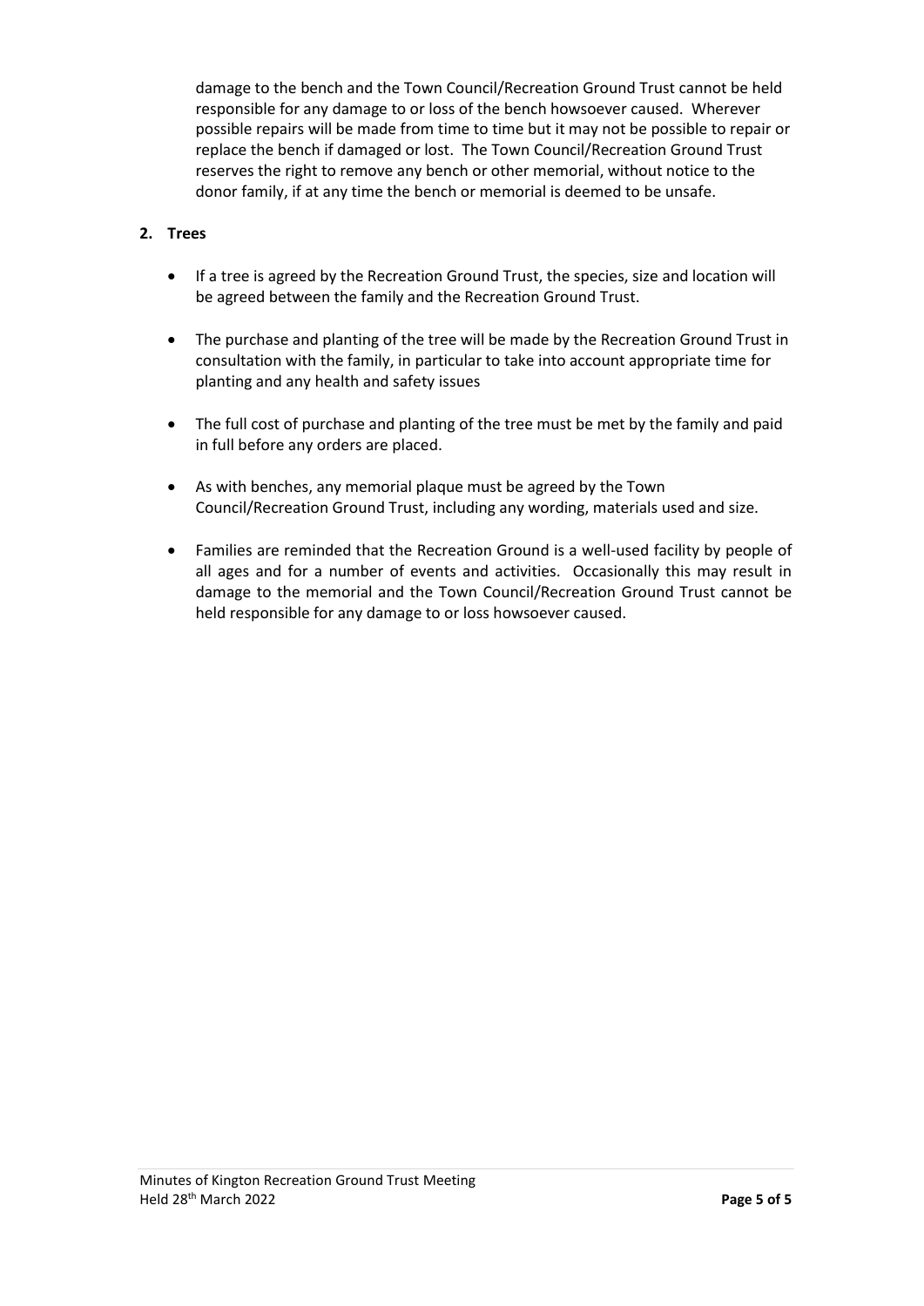damage to the bench and the Town Council/Recreation Ground Trust cannot be held responsible for any damage to or loss of the bench howsoever caused. Wherever possible repairs will be made from time to time but it may not be possible to repair or replace the bench if damaged or lost. The Town Council/Recreation Ground Trust reserves the right to remove any bench or other memorial, without notice to the donor family, if at any time the bench or memorial is deemed to be unsafe.

**2. Trees**

- If a tree is agreed by the Recreation Ground Trust, the species, size and location will be agreed between the family and the Recreation Ground Trust.

- The purchase and planting of the tree will be made by the Recreation Ground Trust in consultation with the family, in particular to take into account appropriate time for planting and any health and safety issues

- The full cost of purchase and planting of the tree must be met by the family and paid in full before any orders are placed.

- As with benches, any memorial plaque must be agreed by the Town Council/Recreation Ground Trust, including any wording, materials used and size.

- Families are reminded that the Recreation Ground is a well-used facility by people of all ages and for a number of events and activities. Occasionally this may result in damage to the memorial and the Town Council/Recreation Ground Trust cannot be held responsible for any damage to or loss howsoever caused.